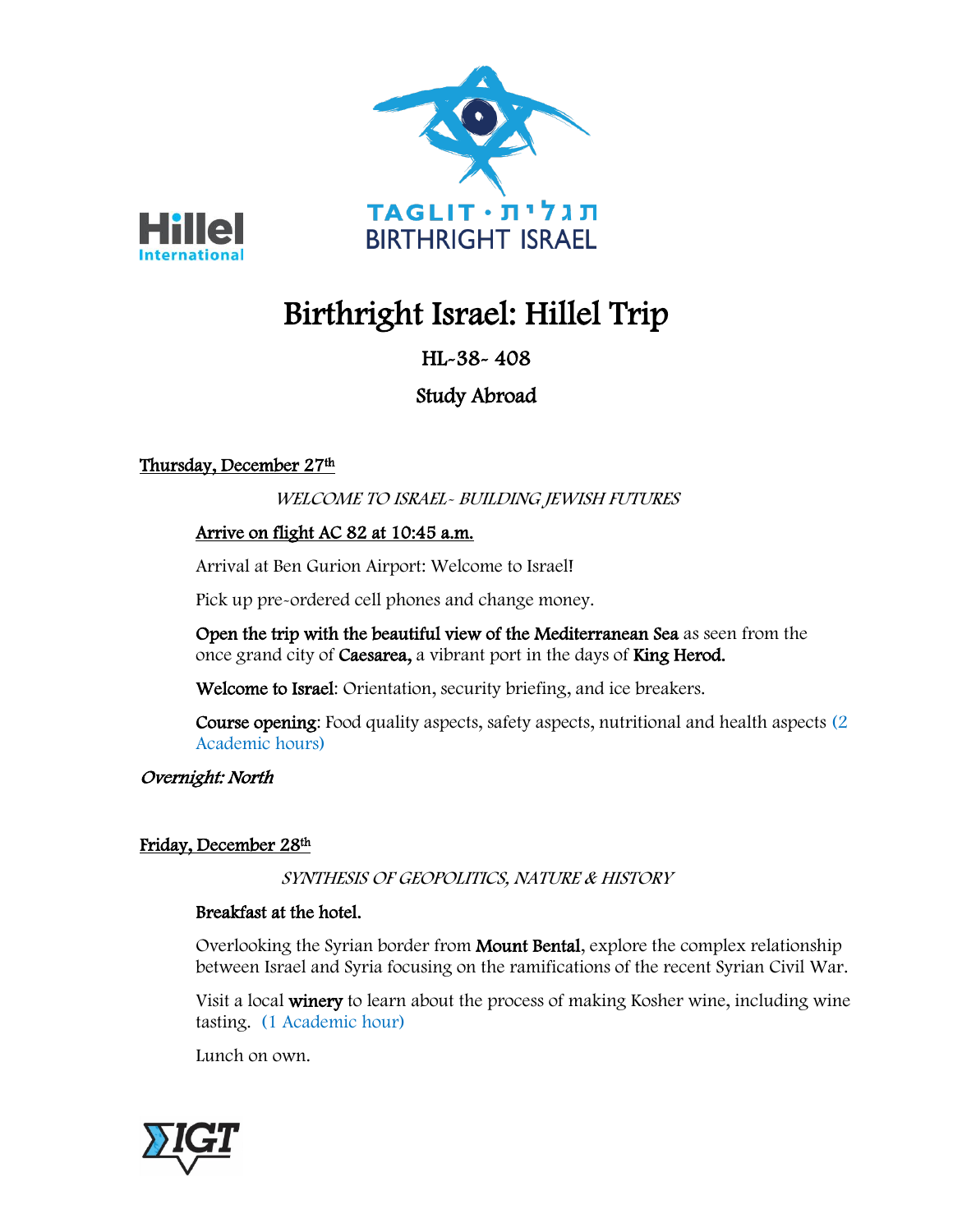# Birthright Israel: Hillel Trip

## HL-38- 408

## Study Abroad

**Thursday, December 27th**

*WELCOME TO ISRAEL- BUILDING JEWISH FUTURES*

**Arrive on flight AC 82 at 10:45 a.m.**

Arrival at Ben Gurion Airport: Welcome to Israel!

Pick up pre-ordered cell phones and change money.

**Open the trip with the beautiful view of the Mediterranean Sea** as seen from the once grand city of **Caesarea,** a vibrant port in the days of **King Herod.**

**Welcome to Israel**: Orientation, security briefing, and ice breakers.

**Course opening**: Food quality aspects, safety aspects, nutritional and health aspects (2 Academic hours)

***Overnight: North***

**Friday, December 28th**

*SYNTHESIS OF GEOPOLITICS, NATURE & HISTORY*

**Breakfast at the hotel.**

Overlooking the Syrian border from **Mount Bental**, explore the complex relationship between Israel and Syria focusing on the ramifications of the recent Syrian Civil War.

Visit a local **winery** to learn about the process of making Kosher wine, including wine tasting. (1 Academic hour)

Lunch on own.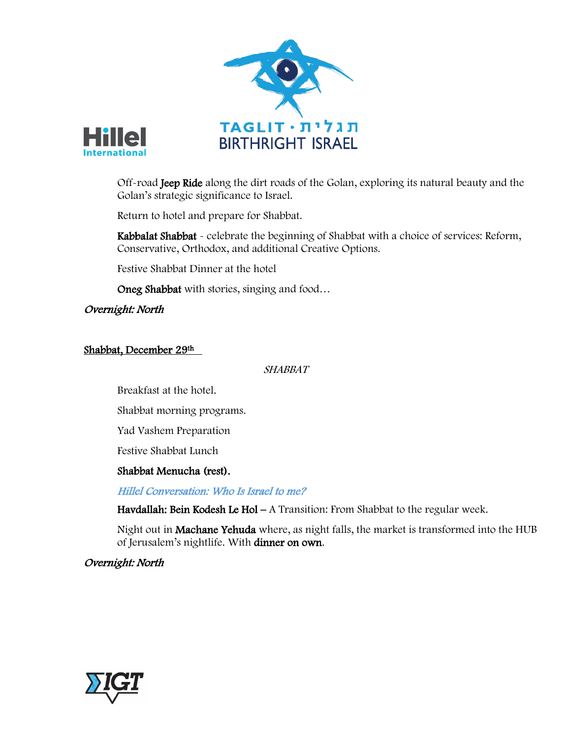Off-road **Jeep Ride** along the dirt roads of the Golan, exploring its natural beauty and the Golan's strategic significance to Israel.

Return to hotel and prepare for Shabbat.

**Kabbalat Shabbat** - celebrate the beginning of Shabbat with a choice of services: Reform, Conservative, Orthodox, and additional Creative Options.

Festive Shabbat Dinner at the hotel

**Oneg Shabbat** with stories, singing and food…

*Overnight: North*

<u>Shabbat, December 29th</u>

*SHABBAT*

Breakfast at the hotel.

Shabbat morning programs.

Yad Vashem Preparation

Festive Shabbat Lunch

**Shabbat Menucha (rest).**

*Hillel Conversation: Who Is Israel to me?*

**Havdallah: Bein Kodesh Le Hol** – A Transition: From Shabbat to the regular week.

Night out in **Machane Yehuda** where, as night falls, the market is transformed into the HUB of Jerusalem's nightlife. With **dinner on own**.

*Overnight: North*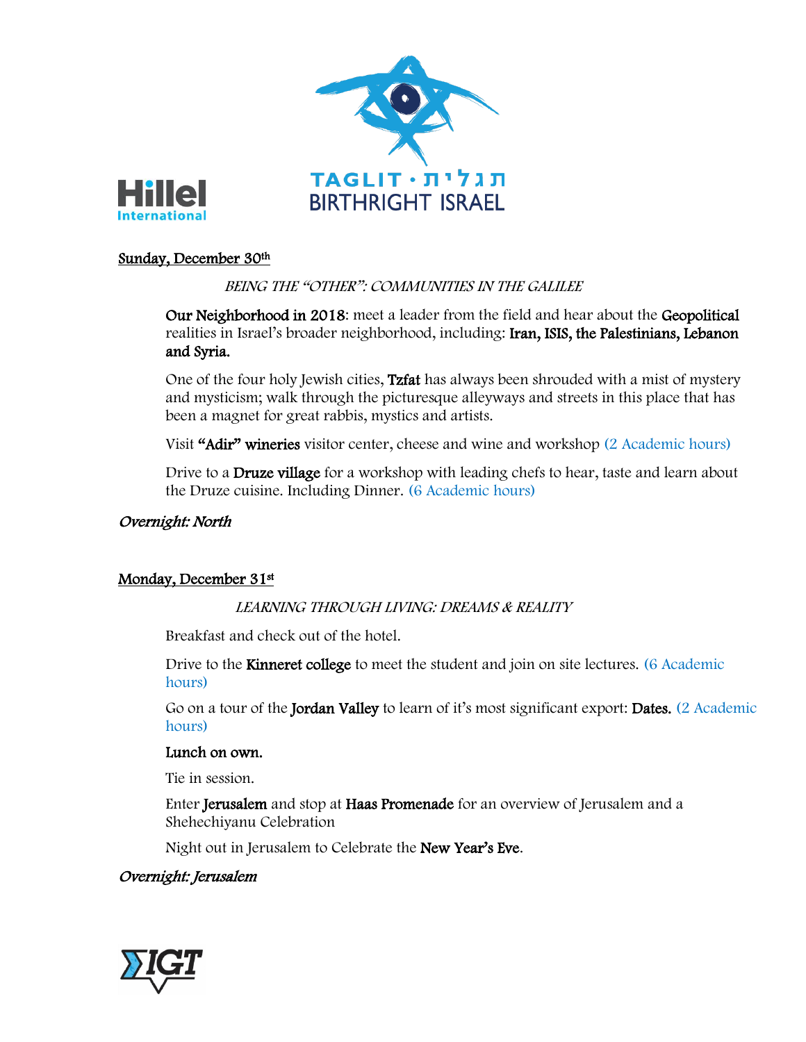## Sunday, December 30th

*BEING THE "OTHER": COMMUNITIES IN THE GALILEE*

**Our Neighborhood in 2018**: meet a leader from the field and hear about the **Geopolitical** realities in Israel's broader neighborhood, including: **Iran, ISIS, the Palestinians, Lebanon and Syria.**

One of the four holy Jewish cities, **Tzfat** has always been shrouded with a mist of mystery and mysticism; walk through the picturesque alleyways and streets in this place that has been a magnet for great rabbis, mystics and artists.

Visit **"Adir" wineries** visitor center, cheese and wine and workshop (2 Academic hours)

Drive to a **Druze village** for a workshop with leading chefs to hear, taste and learn about the Druze cuisine. Including Dinner. (6 Academic hours)

*Overnight: North*

## Monday, December 31st

*LEARNING THROUGH LIVING: DREAMS & REALITY*

Breakfast and check out of the hotel.

Drive to the **Kinneret college** to meet the student and join on site lectures. (6 Academic hours)

Go on a tour of the **Jordan Valley** to learn of it's most significant export: **Dates.** (2 Academic hours)

**Lunch on own.**

Tie in session.

Enter **Jerusalem** and stop at **Haas Promenade** for an overview of Jerusalem and a Shehechiyanu Celebration

Night out in Jerusalem to Celebrate the **New Year's Eve**.

*Overnight: Jerusalem*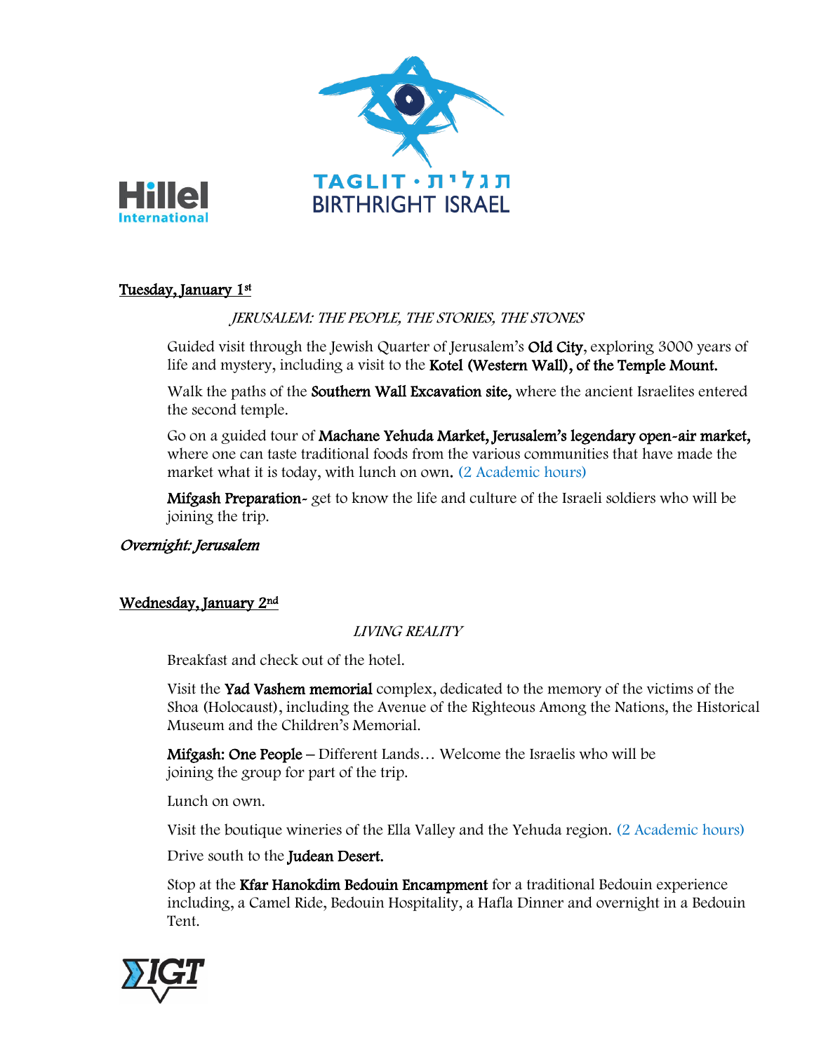## Tuesday, January 1st

*JERUSALEM: THE PEOPLE, THE STORIES, THE STONES*

Guided visit through the Jewish Quarter of Jerusalem's **Old City**, exploring 3000 years of life and mystery, including a visit to the **Kotel (Western Wall), of the Temple Mount.**

Walk the paths of the **Southern Wall Excavation site,** where the ancient Israelites entered the second temple.

Go on a guided tour of **Machane Yehuda Market, Jerusalem's legendary open-air market,** where one can taste traditional foods from the various communities that have made the market what it is today, with lunch on own. (2 Academic hours)

**Mifgash Preparation**- get to know the life and culture of the Israeli soldiers who will be joining the trip.

*Overnight: Jerusalem*

## Wednesday, January 2nd

*LIVING REALITY*

Breakfast and check out of the hotel.

Visit the **Yad Vashem memorial** complex, dedicated to the memory of the victims of the Shoa (Holocaust), including the Avenue of the Righteous Among the Nations, the Historical Museum and the Children's Memorial.

**Mifgash: One People** – Different Lands… Welcome the Israelis who will be joining the group for part of the trip.

Lunch on own.

Visit the boutique wineries of the Ella Valley and the Yehuda region. (2 Academic hours)

Drive south to the **Judean Desert.**

Stop at the **Kfar Hanokdim Bedouin Encampment** for a traditional Bedouin experience including, a Camel Ride, Bedouin Hospitality, a Hafla Dinner and overnight in a Bedouin Tent.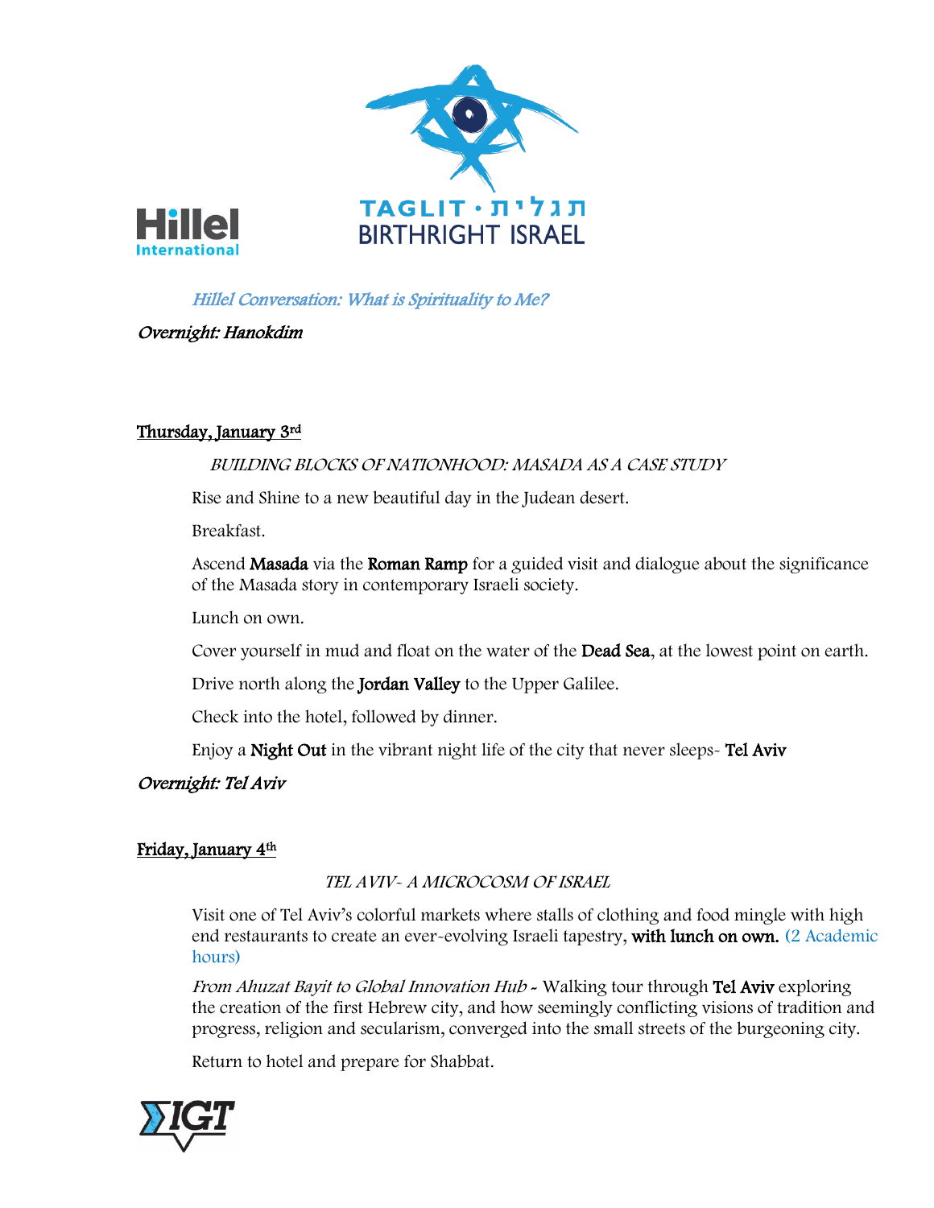*Hillel Conversation: What is Spirituality to Me?*

*Overnight: Hanokdim*

## Thursday, January 3rd

*BUILDING BLOCKS OF NATIONHOOD: MASADA AS A CASE STUDY*

Rise and Shine to a new beautiful day in the Judean desert.

Breakfast.

Ascend **Masada** via the **Roman Ramp** for a guided visit and dialogue about the significance of the Masada story in contemporary Israeli society.

Lunch on own.

Cover yourself in mud and float on the water of the **Dead Sea**, at the lowest point on earth.

Drive north along the **Jordan Valley** to the Upper Galilee.

Check into the hotel, followed by dinner.

Enjoy a **Night Out** in the vibrant night life of the city that never sleeps- **Tel Aviv**

*Overnight: Tel Aviv*

## Friday, January 4th

*TEL AVIV- A MICROCOSM OF ISRAEL*

Visit one of Tel Aviv's colorful markets where stalls of clothing and food mingle with high end restaurants to create an ever-evolving Israeli tapestry, **with lunch on own.** (2 Academic hours)

*From Ahuzat Bayit to Global Innovation Hub -* Walking tour through **Tel Aviv** exploring the creation of the first Hebrew city, and how seemingly conflicting visions of tradition and progress, religion and secularism, converged into the small streets of the burgeoning city.

Return to hotel and prepare for Shabbat.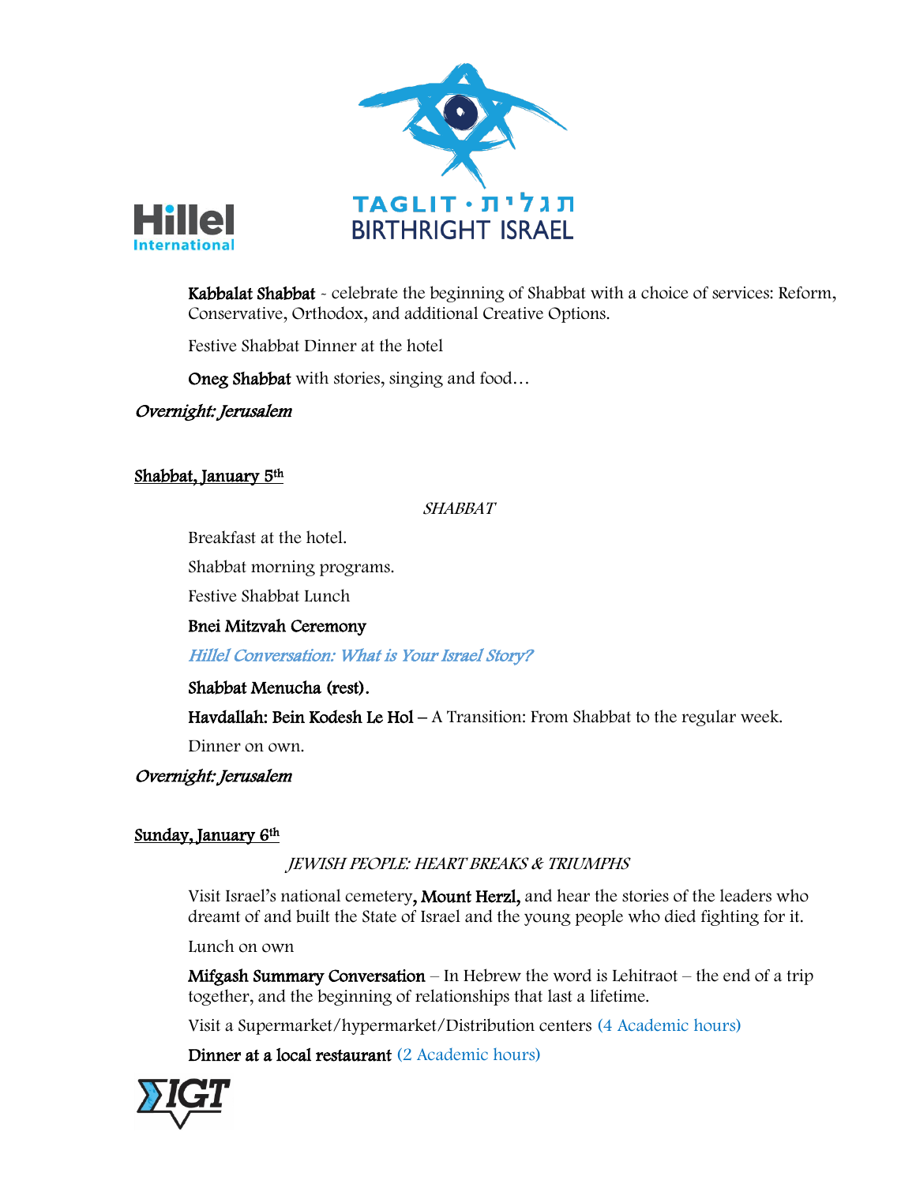**Kabbalat Shabbat** - celebrate the beginning of Shabbat with a choice of services: Reform, Conservative, Orthodox, and additional Creative Options.

Festive Shabbat Dinner at the hotel

**Oneg Shabbat** with stories, singing and food…

*Overnight: Jerusalem*

## Shabbat, January 5th

*SHABBAT*

Breakfast at the hotel.

Shabbat morning programs.

Festive Shabbat Lunch

**Bnei Mitzvah Ceremony**

*Hillel Conversation: What is Your Israel Story?*

**Shabbat Menucha (rest).**

**Havdallah: Bein Kodesh Le Hol** – A Transition: From Shabbat to the regular week.

Dinner on own.

*Overnight: Jerusalem*

## Sunday, January 6th

*JEWISH PEOPLE: HEART BREAKS & TRIUMPHS*

Visit Israel's national cemetery, **Mount Herzl,** and hear the stories of the leaders who dreamt of and built the State of Israel and the young people who died fighting for it.

Lunch on own

**Mifgash Summary Conversation** – In Hebrew the word is Lehitraot – the end of a trip together, and the beginning of relationships that last a lifetime.

Visit a Supermarket/hypermarket/Distribution centers (4 Academic hours)

**Dinner at a local restaurant** (2 Academic hours)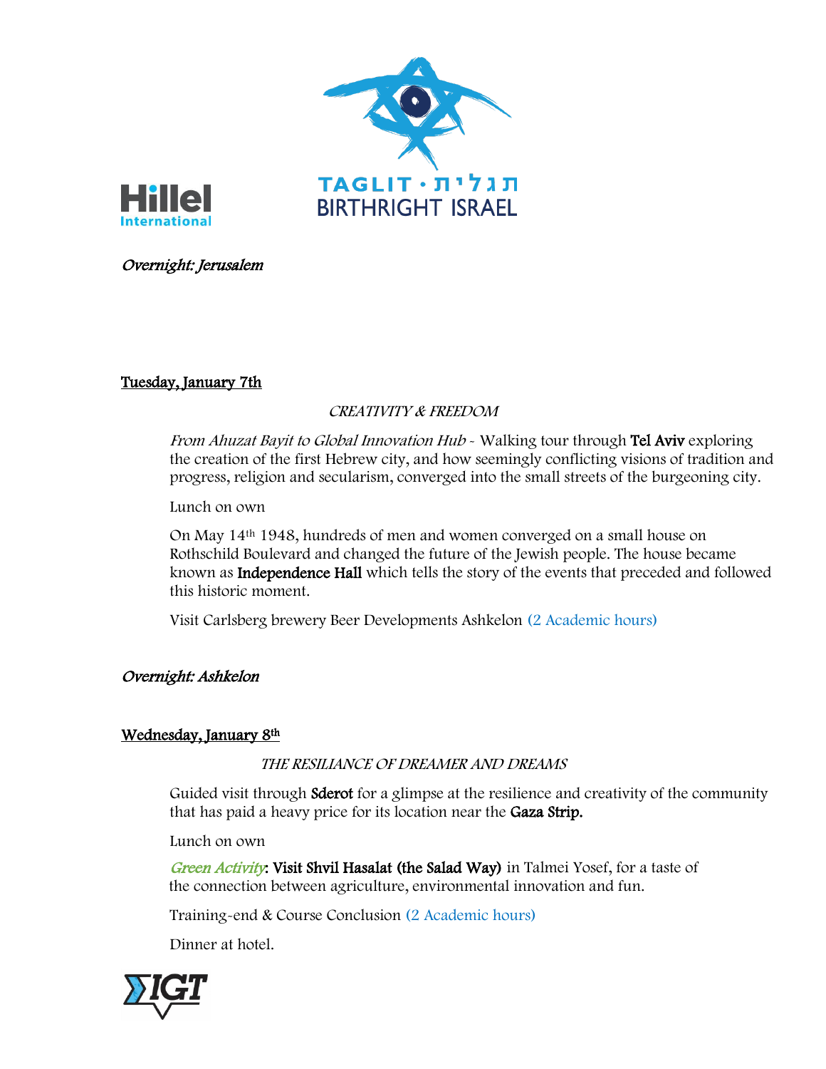*Overnight: Jerusalem*

**Tuesday, January 7th**

*CREATIVITY & FREEDOM*

*From Ahuzat Bayit to Global Innovation Hub* - Walking tour through **Tel Aviv** exploring the creation of the first Hebrew city, and how seemingly conflicting visions of tradition and progress, religion and secularism, converged into the small streets of the burgeoning city.

Lunch on own

On May 14th 1948, hundreds of men and women converged on a small house on Rothschild Boulevard and changed the future of the Jewish people. The house became known as **Independence Hall** which tells the story of the events that preceded and followed this historic moment.

Visit Carlsberg brewery Beer Developments Ashkelon (2 Academic hours)

*Overnight: Ashkelon*

**Wednesday, January 8th**

*THE RESILIANCE OF DREAMER AND DREAMS*

Guided visit through **Sderot** for a glimpse at the resilience and creativity of the community that has paid a heavy price for its location near the **Gaza Strip.**

Lunch on own

*Green Activity*: **Visit Shvil Hasalat (the Salad Way)** in Talmei Yosef, for a taste of the connection between agriculture, environmental innovation and fun.

Training-end & Course Conclusion (2 Academic hours)

Dinner at hotel.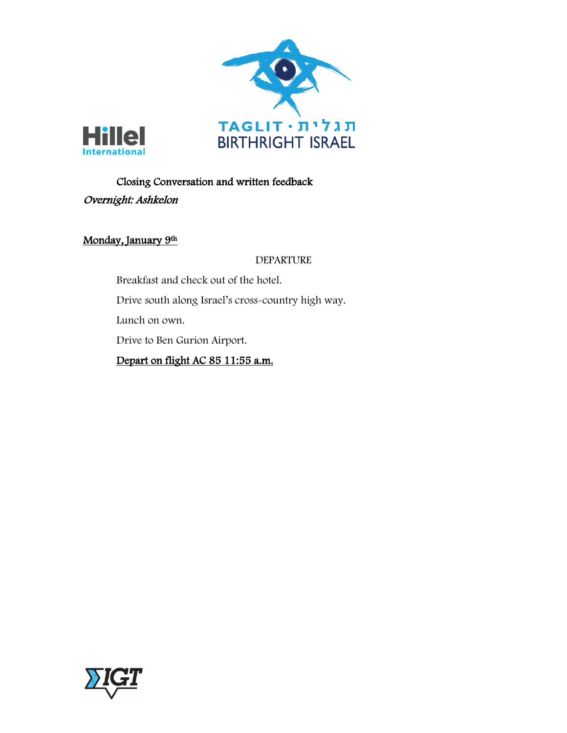Closing Conversation and written feedback

*Overnight: Ashkelon*

## Monday, January 9th

DEPARTURE

Breakfast and check out of the hotel.

Drive south along Israel's cross-country high way.

Lunch on own.

Drive to Ben Gurion Airport.

Depart on flight AC 85 11:55 a.m.